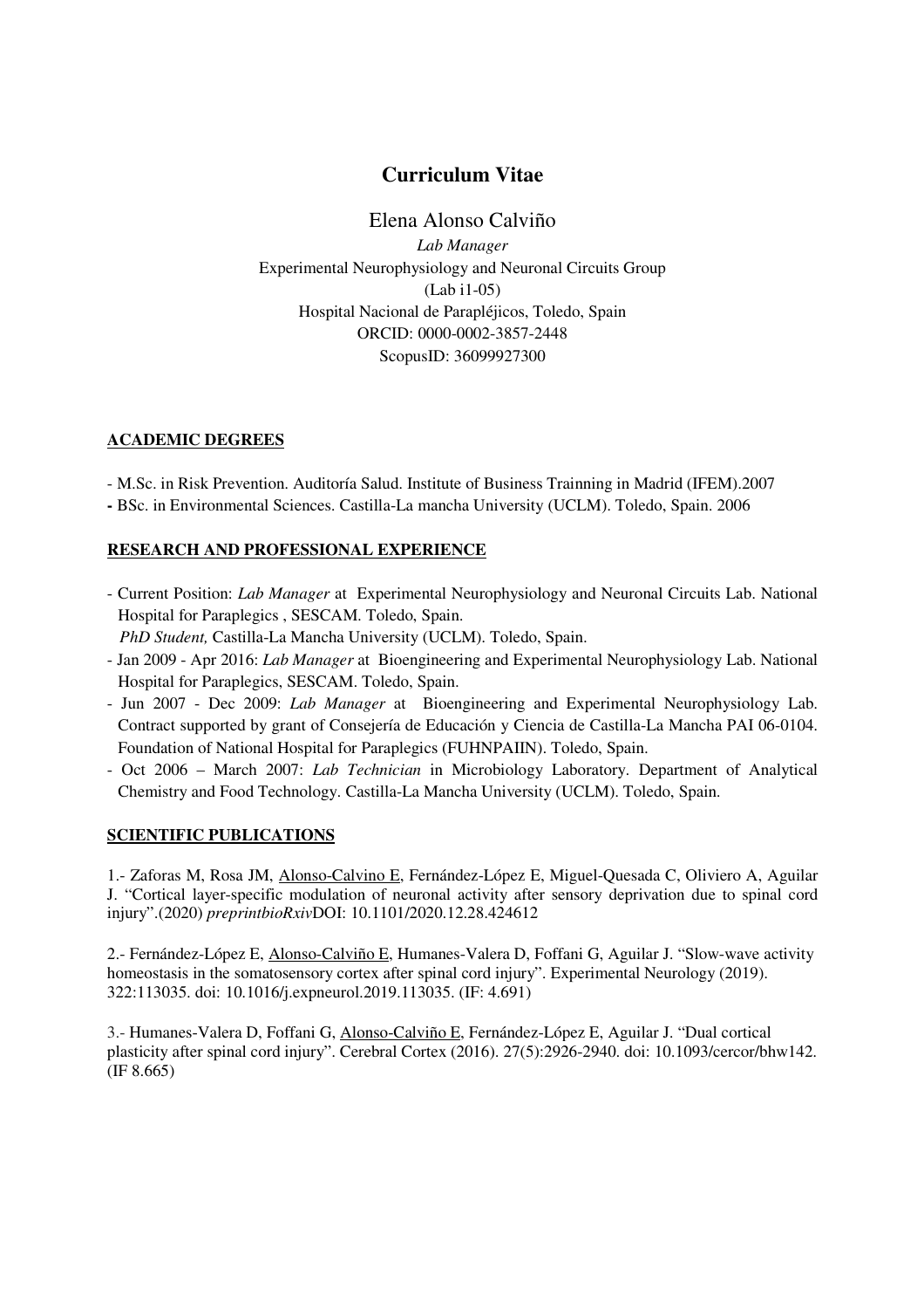# Curriculum Vitae

Elena Alonso Calviño

*Lab Manager*

Experimental Neurophysiology and Neuronal Circuits Group

(Lab i1-05)

Hospital Nacional de Parapléjicos, Toledo, Spain

ORCID: 0000-0002-3857-2448

ScopusID: 36099927300

## ACADEMIC DEGREES

- M.Sc. in Risk Prevention. Auditoría Salud. Institute of Business Trainning in Madrid (IFEM).2007
- BSc. in Environmental Sciences. Castilla-La mancha University (UCLM). Toledo, Spain. 2006

## RESEARCH AND PROFESSIONAL EXPERIENCE

- Current Position: *Lab Manager* at Experimental Neurophysiology and Neuronal Circuits Lab. National Hospital for Paraplegics , SESCAM. Toledo, Spain.
  *PhD Student,* Castilla-La Mancha University (UCLM). Toledo, Spain.
- Jan 2009 - Apr 2016: *Lab Manager* at Bioengineering and Experimental Neurophysiology Lab. National Hospital for Paraplegics, SESCAM. Toledo, Spain.
- Jun 2007 - Dec 2009: *Lab Manager* at Bioengineering and Experimental Neurophysiology Lab. Contract supported by grant of Consejería de Educación y Ciencia de Castilla-La Mancha PAI 06-0104. Foundation of National Hospital for Paraplegics (FUHNPAIIN). Toledo, Spain.
- Oct 2006 – March 2007: *Lab Technician* in Microbiology Laboratory. Department of Analytical Chemistry and Food Technology. Castilla-La Mancha University (UCLM). Toledo, Spain.

## SCIENTIFIC PUBLICATIONS

1.- Zaforas M, Rosa JM, Alonso-Calvino E, Fernández-López E, Miguel-Quesada C, Oliviero A, Aguilar J. "Cortical layer-specific modulation of neuronal activity after sensory deprivation due to spinal cord injury".(2020) *preprintbioRxiv*DOI: 10.1101/2020.12.28.424612

2.- Fernández-López E, Alonso-Calviño E, Humanes-Valera D, Foffani G, Aguilar J. "Slow-wave activity homeostasis in the somatosensory cortex after spinal cord injury". Experimental Neurology (2019). 322:113035. doi: 10.1016/j.expneurol.2019.113035. (IF: 4.691)

3.- Humanes-Valera D, Foffani G, Alonso-Calviño E, Fernández-López E, Aguilar J. "Dual cortical plasticity after spinal cord injury". Cerebral Cortex (2016). 27(5):2926-2940. doi: 10.1093/cercor/bhw142. (IF 8.665)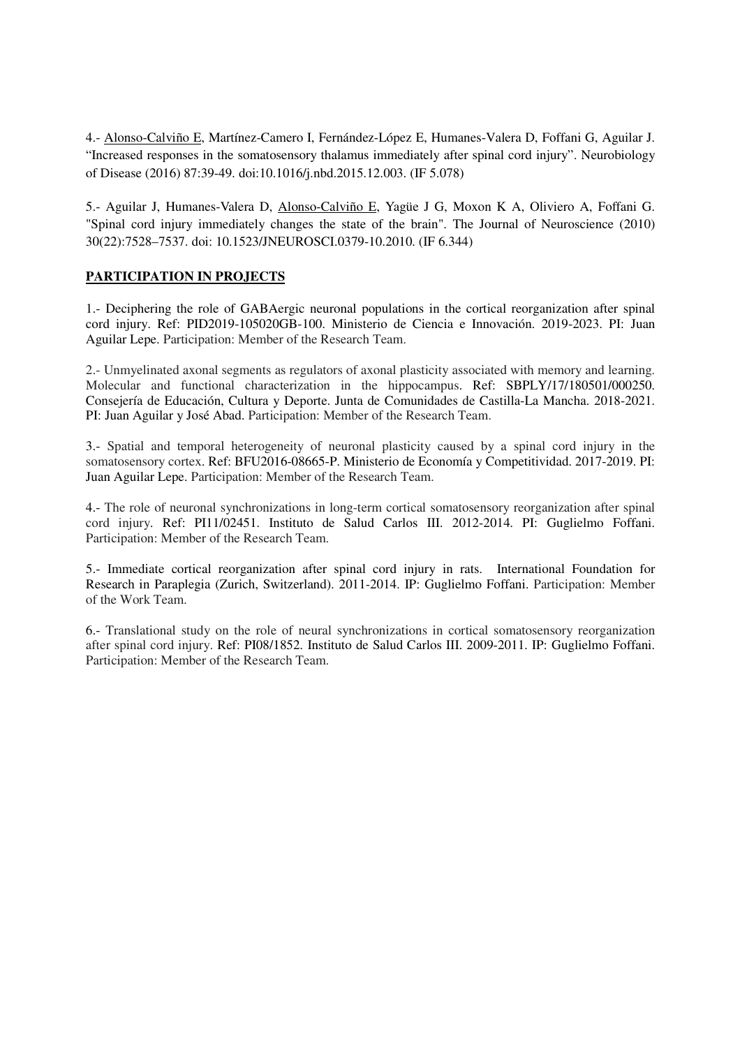4.- Alonso-Calviño E, Martínez-Camero I, Fernández-López E, Humanes-Valera D, Foffani G, Aguilar J. "Increased responses in the somatosensory thalamus immediately after spinal cord injury". Neurobiology of Disease (2016) 87:39-49. doi:10.1016/j.nbd.2015.12.003. (IF 5.078)

5.- Aguilar J, Humanes-Valera D, Alonso-Calviño E, Yagüe J G, Moxon K A, Oliviero A, Foffani G. "Spinal cord injury immediately changes the state of the brain". The Journal of Neuroscience (2010) 30(22):7528–7537. doi: 10.1523/JNEUROSCI.0379-10.2010. (IF 6.344)

## PARTICIPATION IN PROJECTS

1.- Deciphering the role of GABAergic neuronal populations in the cortical reorganization after spinal cord injury. Ref: PID2019-105020GB-100. Ministerio de Ciencia e Innovación. 2019-2023. PI: Juan Aguilar Lepe. Participation: Member of the Research Team.

2.- Unmyelinated axonal segments as regulators of axonal plasticity associated with memory and learning. Molecular and functional characterization in the hippocampus. Ref: SBPLY/17/180501/000250. Consejería de Educación, Cultura y Deporte. Junta de Comunidades de Castilla-La Mancha. 2018-2021. PI: Juan Aguilar y José Abad. Participation: Member of the Research Team.

3.- Spatial and temporal heterogeneity of neuronal plasticity caused by a spinal cord injury in the somatosensory cortex. Ref: BFU2016-08665-P. Ministerio de Economía y Competitividad. 2017-2019. PI: Juan Aguilar Lepe. Participation: Member of the Research Team.

4.- The role of neuronal synchronizations in long-term cortical somatosensory reorganization after spinal cord injury. Ref: PI11/02451. Instituto de Salud Carlos III. 2012-2014. PI: Guglielmo Foffani. Participation: Member of the Research Team.

5.- Immediate cortical reorganization after spinal cord injury in rats. International Foundation for Research in Paraplegia (Zurich, Switzerland). 2011-2014. IP: Guglielmo Foffani. Participation: Member of the Work Team.

6.- Translational study on the role of neural synchronizations in cortical somatosensory reorganization after spinal cord injury. Ref: PI08/1852. Instituto de Salud Carlos III. 2009-2011. IP: Guglielmo Foffani. Participation: Member of the Research Team.